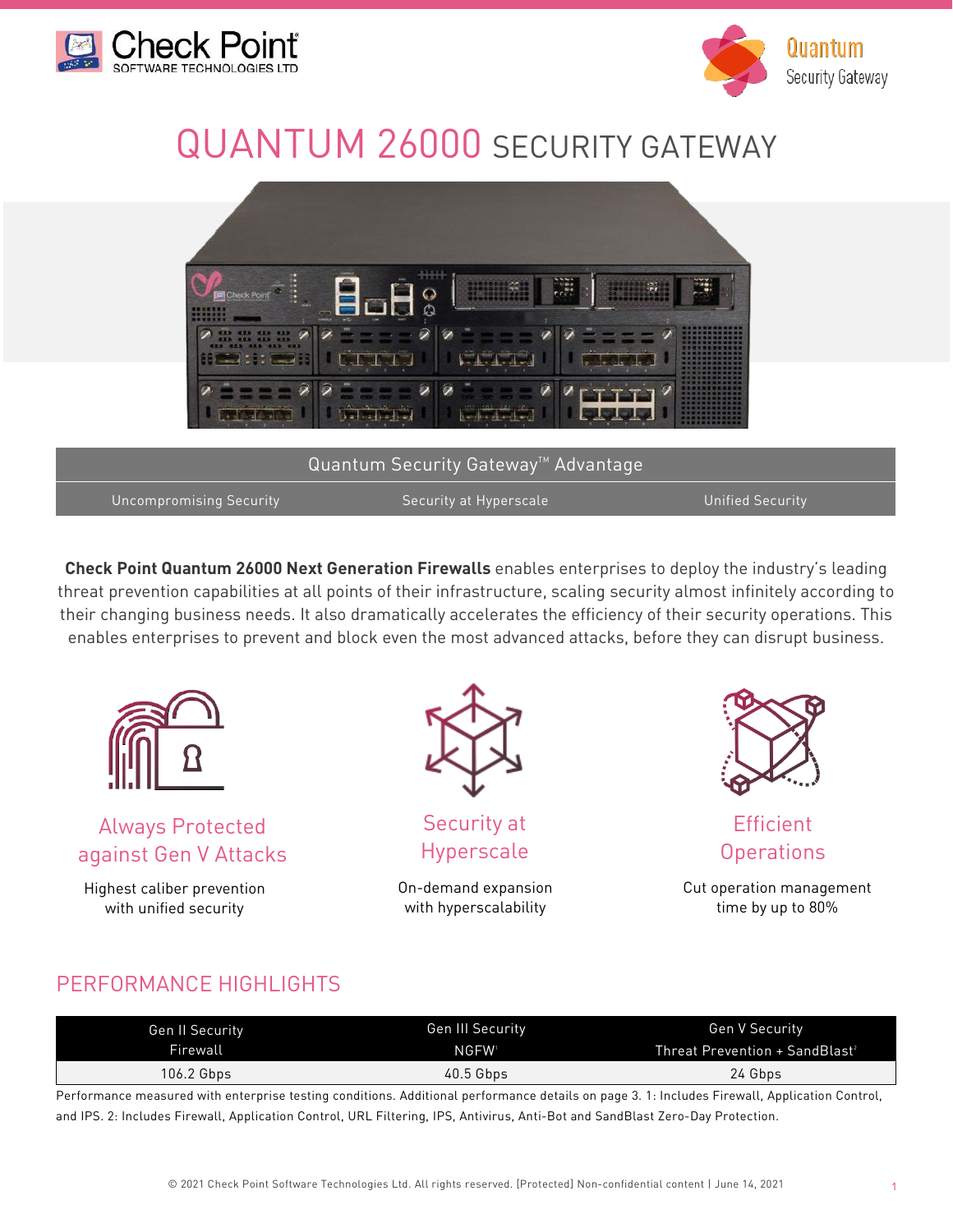# QUANTUM 26000 SECURITY GATEWAY

| Quantum Security Gateway™ Advantage | | |
|---|---|---|
| Uncompromising Security | Security at Hyperscale | Unified Security |

**Check Point Quantum 26000 Next Generation Firewalls** enables enterprises to deploy the industry's leading threat prevention capabilities at all points of their infrastructure, scaling security almost infinitely according to their changing business needs. It also dramatically accelerates the efficiency of their security operations. This enables enterprises to prevent and block even the most advanced attacks, before they can disrupt business.

### Always Protected against Gen V Attacks

Highest caliber prevention with unified security

### Security at Hyperscale

On-demand expansion with hyperscalability

### Efficient Operations

Cut operation management time by up to 80%

## PERFORMANCE HIGHLIGHTS

| Gen II Security Firewall | Gen III Security NGFW[1] | Gen V Security Threat Prevention + SandBlast[2] |
|---|---|---|
| 106.2 Gbps | 40.5 Gbps | 24 Gbps |

Performance measured with enterprise testing conditions. Additional performance details on page 3. 1: Includes Firewall, Application Control, and IPS. 2: Includes Firewall, Application Control, URL Filtering, IPS, Antivirus, Anti-Bot and SandBlast Zero-Day Protection.

© 2021 Check Point Software Technologies Ltd. All rights reserved. [Protected] Non-confidential content | June 14, 2021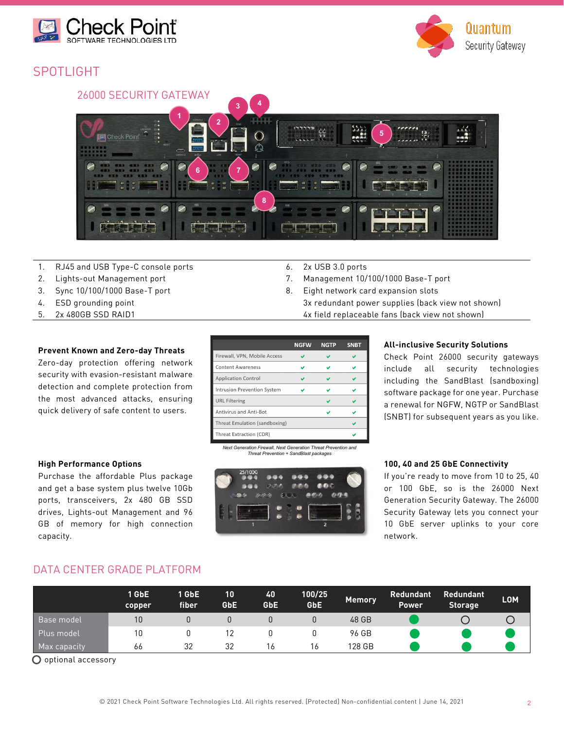## SPOTLIGHT

### 26000 SECURITY GATEWAY

| | | | |
|---|---|---|---|
| 1. | RJ45 and USB Type-C console ports | 6. | 2x USB 3.0 ports |
| 2. | Lights-out Management port | 7. | Management 10/100/1000 Base-T port |
| 3. | Sync 10/100/1000 Base-T port | 8. | Eight network card expansion slots |
| 4. | ESD grounding point | | 3x redundant power supplies (back view not shown) |
| 5. | 2x 480GB SSD RAID1 | | 4x field replaceable fans (back view not shown) |

**Prevent Known and Zero-day Threats**

Zero-day protection offering network security with evasion-resistant malware detection and complete protection from the most advanced attacks, ensuring quick delivery of safe content to users.

| | NGFW | NGTP | SNBT |
|---|---|---|---|
| Firewall, VPN, Mobile Access | ✔ | ✔ | ✔ |
| Content Awareness | ✔ | ✔ | ✔ |
| Application Control | ✔ | ✔ | ✔ |
| Intrusion Prevention System | ✔ | ✔ | ✔ |
| URL Filtering | | ✔ | ✔ |
| Antivirus and Anti-Bot | | ✔ | ✔ |
| Threat Emulation (sandboxing) | | | ✔ |
| Threat Extraction (CDR) | | | ✔ |

*Next Generation Firewall, Next Generation Threat Prevention and Threat Prevention + SandBlast packages*

**All-inclusive Security Solutions**

Check Point 26000 security gateways include all security technologies including the SandBlast (sandboxing) software package for one year. Purchase a renewal for NGFW, NGTP or SandBlast (SNBT) for subsequent years as you like.

**High Performance Options**

Purchase the affordable Plus package and get a base system plus twelve 10Gb ports, transceivers, 2x 480 GB SSD drives, Lights-out Management and 96 GB of memory for high connection capacity.

**100, 40 and 25 GbE Connectivity**

If you're ready to move from 10 to 25, 40 or 100 GbE, so is the 26000 Next Generation Security Gateway. The 26000 Security Gateway lets you connect your 10 GbE server uplinks to your core network.

## DATA CENTER GRADE PLATFORM

| | 1 GbE copper | 1 GbE fiber | 10 GbE | 40 GbE | 100/25 GbE | Memory | Redundant Power | Redundant Storage | LOM |
|---|---|---|---|---|---|---|---|---|---|
| Base model | 10 | 0 | 0 | 0 | 0 | 48 GB | ● | ○ | ○ |
| Plus model | 10 | 0 | 12 | 0 | 0 | 96 GB | ● | ● | ● |
| Max capacity | 66 | 32 | 32 | 16 | 16 | 128 GB | ● | ● | ● |

○ optional accessory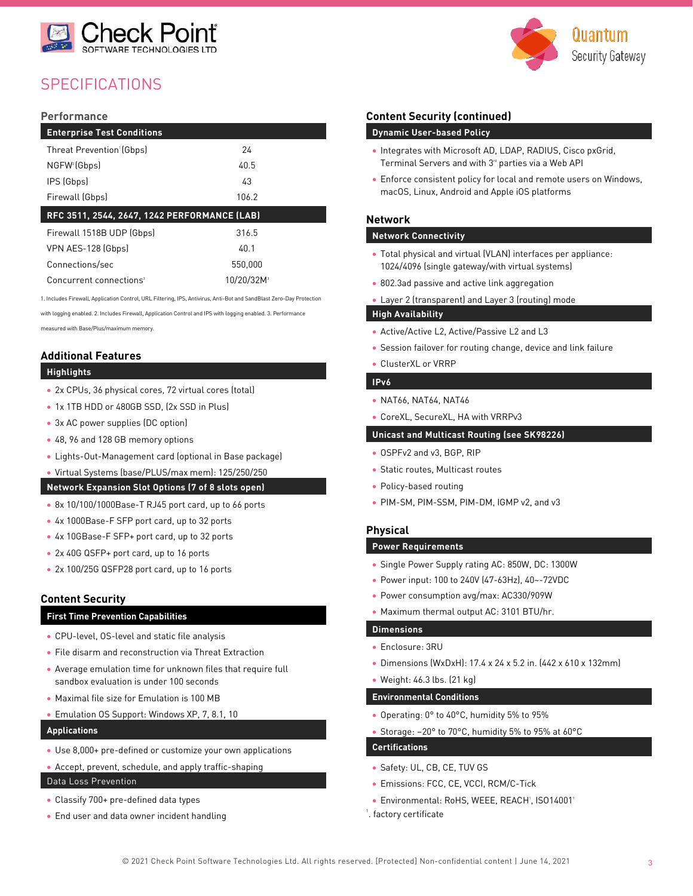# SPECIFICATIONS

## Performance

| Enterprise Test Conditions | |
|---|---|
| Threat Prevention[1] (Gbps) | 24 |
| NGFW[2] (Gbps) | 40.5 |
| IPS (Gbps) | 43 |
| Firewall (Gbps) | 106.2 |

| RFC 3511, 2544, 2647, 1242 PERFORMANCE (LAB) | |
|---|---|
| Firewall 1518B UDP (Gbps) | 316.5 |
| VPN AES-128 (Gbps) | 40.1 |
| Connections/sec | 550,000 |
| Concurrent connections[3] | 10/20/32M[3] |

1. Includes Firewall, Application Control, URL Filtering, IPS, Antivirus, Anti-Bot and SandBlast Zero-Day Protection with logging enabled. 2. Includes Firewall, Application Control and IPS with logging enabled. 3. Performance measured with Base/Plus/maximum memory.

## Additional Features

### Highlights

- 2x CPUs, 36 physical cores, 72 virtual cores (total)
- 1x 1TB HDD or 480GB SSD, (2x SSD in Plus)
- 3x AC power supplies (DC option)
- 48, 96 and 128 GB memory options
- Lights-Out-Management card (optional in Base package)
- Virtual Systems (base/PLUS/max mem): 125/250/250

### Network Expansion Slot Options (7 of 8 slots open)

- 8x 10/100/1000Base-T RJ45 port card, up to 66 ports
- 4x 1000Base-F SFP port card, up to 32 ports
- 4x 10GBase-F SFP+ port card, up to 32 ports
- 2x 40G QSFP+ port card, up to 16 ports
- 2x 100/25G QSFP28 port card, up to 16 ports

## Content Security

### First Time Prevention Capabilities

- CPU-level, OS-level and static file analysis
- File disarm and reconstruction via Threat Extraction
- Average emulation time for unknown files that require full sandbox evaluation is under 100 seconds
- Maximal file size for Emulation is 100 MB
- Emulation OS Support: Windows XP, 7, 8.1, 10

### Applications

- Use 8,000+ pre-defined or customize your own applications
- Accept, prevent, schedule, and apply traffic-shaping

### Data Loss Prevention

- Classify 700+ pre-defined data types
- End user and data owner incident handling

## Content Security (continued)

### Dynamic User-based Policy

- Integrates with Microsoft AD, LDAP, RADIUS, Cisco pxGrid, Terminal Servers and with 3rd parties via a Web API
- Enforce consistent policy for local and remote users on Windows, macOS, Linux, Android and Apple iOS platforms

## Network

### Network Connectivity

- Total physical and virtual (VLAN) interfaces per appliance: 1024/4096 (single gateway/with virtual systems)
- 802.3ad passive and active link aggregation
- Layer 2 (transparent) and Layer 3 (routing) mode

### High Availability

- Active/Active L2, Active/Passive L2 and L3
- Session failover for routing change, device and link failure
- ClusterXL or VRRP

### IPv6

- NAT66, NAT64, NAT46
- CoreXL, SecureXL, HA with VRRPv3

### Unicast and Multicast Routing (see SK98226)

- OSPFv2 and v3, BGP, RIP
- Static routes, Multicast routes
- Policy-based routing
- PIM-SM, PIM-SSM, PIM-DM, IGMP v2, and v3

## Physical

### Power Requirements

- Single Power Supply rating AC: 850W, DC: 1300W
- Power input: 100 to 240V (47-63Hz), 40~-72VDC
- Power consumption avg/max: AC330/909W
- Maximum thermal output AC: 3101 BTU/hr.

### Dimensions

- Enclosure: 3RU
- Dimensions (WxDxH): 17.4 x 24 x 5.2 in. (442 x 610 x 132mm)
- Weight: 46.3 lbs. (21 kg)

### Environmental Conditions

- Operating: 0° to 40°C, humidity 5% to 95%
- Storage: –20° to 70°C, humidity 5% to 95% at 60°C

### Certifications

- Safety: UL, CB, CE, TUV GS
- Emissions: FCC, CE, VCCI, RCM/C-Tick
- Environmental: RoHS, WEEE, REACH[1], ISO14001[1]

[1]. factory certificate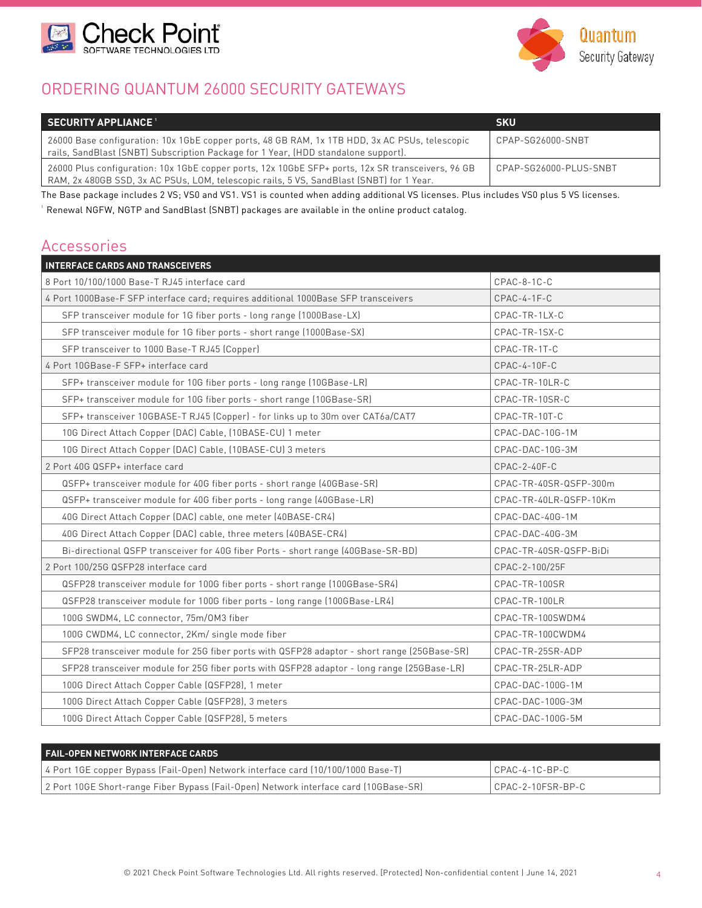## ORDERING QUANTUM 26000 SECURITY GATEWAYS

| SECURITY APPLIANCE [1] | SKU |
|---|---|
| 26000 Base configuration: 10x 1GbE copper ports, 48 GB RAM, 1x 1TB HDD, 3x AC PSUs, telescopic rails, SandBlast (SNBT) Subscription Package for 1 Year, (HDD standalone support). | CPAP-SG26000-SNBT |
| 26000 Plus configuration: 10x 1GbE copper ports, 12x 10GbE SFP+ ports, 12x SR transceivers, 96 GB RAM, 2x 480GB SSD, 3x AC PSUs, LOM, telescopic rails, 5 VS, SandBlast (SNBT) for 1 Year. | CPAP-SG26000-PLUS-SNBT |

The Base package includes 2 VS; VS0 and VS1. VS1 is counted when adding additional VS licenses. Plus includes VS0 plus 5 VS licenses.

[1] Renewal NGFW, NGTP and SandBlast (SNBT) packages are available in the online product catalog.

## Accessories

| INTERFACE CARDS AND TRANSCEIVERS | |
|---|---|
| 8 Port 10/100/1000 Base-T RJ45 interface card | CPAC-8-1C-C |
| 4 Port 1000Base-F SFP interface card; requires additional 1000Base SFP transceivers | CPAC-4-1F-C |
| SFP transceiver module for 1G fiber ports - long range (1000Base-LX) | CPAC-TR-1LX-C |
| SFP transceiver module for 1G fiber ports - short range (1000Base-SX) | CPAC-TR-1SX-C |
| SFP transceiver to 1000 Base-T RJ45 (Copper) | CPAC-TR-1T-C |
| 4 Port 10GBase-F SFP+ interface card | CPAC-4-10F-C |
| SFP+ transceiver module for 10G fiber ports - long range (10GBase-LR) | CPAC-TR-10LR-C |
| SFP+ transceiver module for 10G fiber ports - short range (10GBase-SR) | CPAC-TR-10SR-C |
| SFP+ transceiver 10GBASE-T RJ45 (Copper) - for links up to 30m over CAT6a/CAT7 | CPAC-TR-10T-C |
| 10G Direct Attach Copper (DAC) Cable, (10BASE-CU) 1 meter | CPAC-DAC-10G-1M |
| 10G Direct Attach Copper (DAC) Cable, (10BASE-CU) 3 meters | CPAC-DAC-10G-3M |
| 2 Port 40G QSFP+ interface card | CPAC-2-40F-C |
| QSFP+ transceiver module for 40G fiber ports - short range (40GBase-SR) | CPAC-TR-40SR-QSFP-300m |
| QSFP+ transceiver module for 40G fiber ports - long range (40GBase-LR) | CPAC-TR-40LR-QSFP-10Km |
| 40G Direct Attach Copper (DAC) cable, one meter (40BASE-CR4) | CPAC-DAC-40G-1M |
| 40G Direct Attach Copper (DAC) cable, three meters (40BASE-CR4) | CPAC-DAC-40G-3M |
| Bi-directional QSFP transceiver for 40G fiber Ports - short range (40GBase-SR-BD) | CPAC-TR-40SR-QSFP-BiDi |
| 2 Port 100/25G QSFP28 interface card | CPAC-2-100/25F |
| QSFP28 transceiver module for 100G fiber ports - short range (100GBase-SR4) | CPAC-TR-100SR |
| QSFP28 transceiver module for 100G fiber ports - long range (100GBase-LR4) | CPAC-TR-100LR |
| 100G SWDM4, LC connector, 75m/OM3 fiber | CPAC-TR-100SWDM4 |
| 100G CWDM4, LC connector, 2Km/ single mode fiber | CPAC-TR-100CWDM4 |
| SFP28 transceiver module for 25G fiber ports with QSFP28 adaptor - short range (25GBase-SR) | CPAC-TR-25SR-ADP |
| SFP28 transceiver module for 25G fiber ports with QSFP28 adaptor - long range (25GBase-LR) | CPAC-TR-25LR-ADP |
| 100G Direct Attach Copper Cable (QSFP28), 1 meter | CPAC-DAC-100G-1M |
| 100G Direct Attach Copper Cable (QSFP28), 3 meters | CPAC-DAC-100G-3M |
| 100G Direct Attach Copper Cable (QSFP28), 5 meters | CPAC-DAC-100G-5M |

| FAIL-OPEN NETWORK INTERFACE CARDS | |
|---|---|
| 4 Port 1GE copper Bypass (Fail-Open) Network interface card (10/100/1000 Base-T) | CPAC-4-1C-BP-C |
| 2 Port 10GE Short-range Fiber Bypass (Fail-Open) Network interface card (10GBase-SR) | CPAC-2-10FSR-BP-C |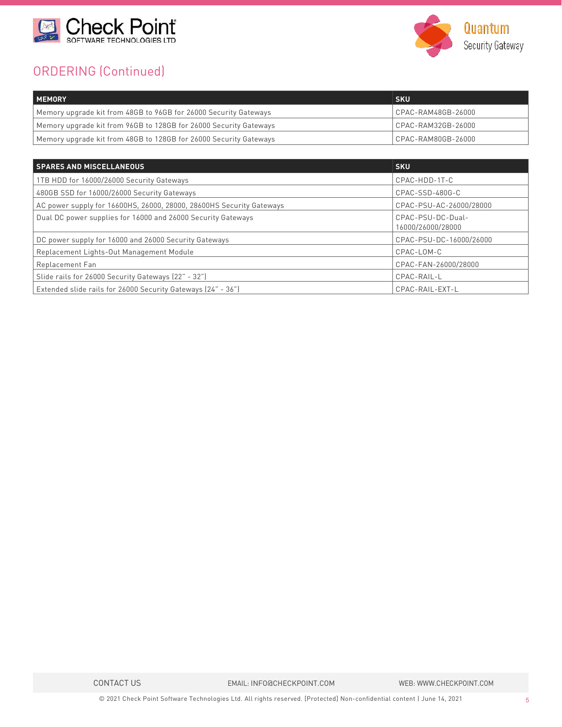## ORDERING (Continued)

| MEMORY | SKU |
| --- | --- |
| Memory upgrade kit from 48GB to 96GB for 26000 Security Gateways | CPAC-RAM48GB-26000 |
| Memory upgrade kit from 96GB to 128GB for 26000 Security Gateways | CPAC-RAM32GB-26000 |
| Memory upgrade kit from 48GB to 128GB for 26000 Security Gateways | CPAC-RAM80GB-26000 |

| SPARES AND MISCELLANEOUS | SKU |
| --- | --- |
| 1TB HDD for 16000/26000 Security Gateways | CPAC-HDD-1T-C |
| 480GB SSD for 16000/26000 Security Gateways | CPAC-SSD-480G-C |
| AC power supply for 16600HS, 26000, 28000, 28600HS Security Gateways | CPAC-PSU-AC-26000/28000 |
| Dual DC power supplies for 16000 and 26000 Security Gateways | CPAC-PSU-DC-Dual-16000/26000/28000 |
| DC power supply for 16000 and 26000 Security Gateways | CPAC-PSU-DC-16000/26000 |
| Replacement Lights-Out Management Module | CPAC-LOM-C |
| Replacement Fan | CPAC-FAN-26000/28000 |
| Slide rails for 26000 Security Gateways (22" - 32") | CPAC-RAIL-L |
| Extended slide rails for 26000 Security Gateways (24" - 36") | CPAC-RAIL-EXT-L |

CONTACT US EMAIL: INFO@CHECKPOINT.COM WEB: WWW.CHECKPOINT.COM

© 2021 Check Point Software Technologies Ltd. All rights reserved. [Protected] Non-confidential content | June 14, 2021